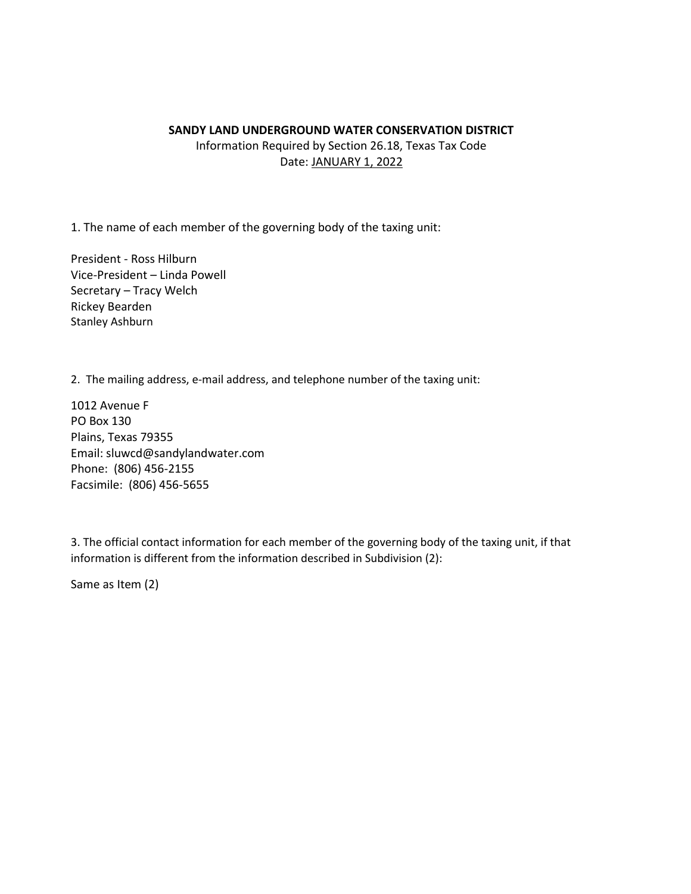**SANDY LAND UNDERGROUND WATER CONSERVATION DISTRICT**

Information Required by Section 26.18, Texas Tax Code

Date: <u>JANUARY 1, 2022</u>

1. The name of each member of the governing body of the taxing unit:

President - Ross Hilburn
Vice-President – Linda Powell
Secretary – Tracy Welch
Rickey Bearden
Stanley Ashburn

2. The mailing address, e-mail address, and telephone number of the taxing unit:

1012 Avenue F
PO Box 130
Plains, Texas 79355
Email: sluwcd@sandylandwater.com
Phone: (806) 456-2155
Facsimile: (806) 456-5655

3. The official contact information for each member of the governing body of the taxing unit, if that information is different from the information described in Subdivision (2):

Same as Item (2)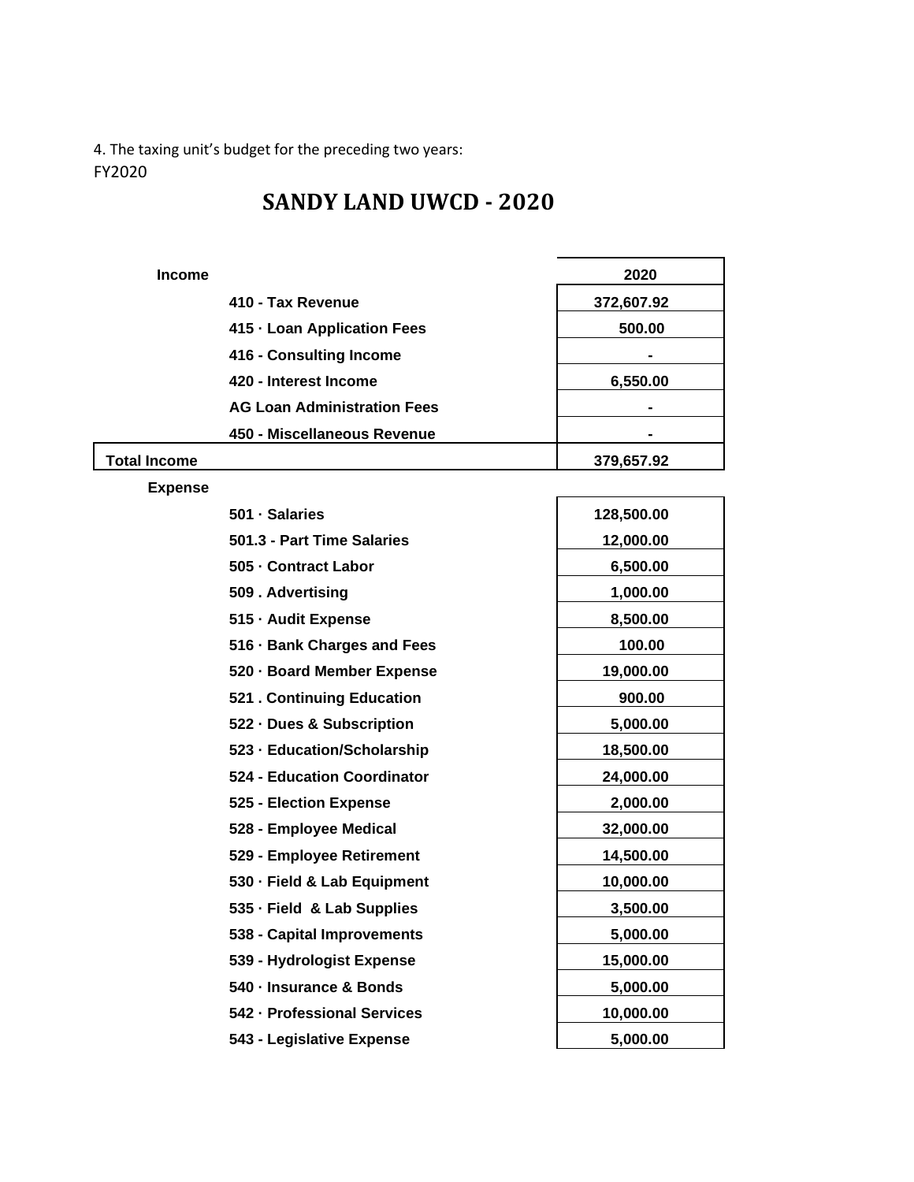4. The taxing unit's budget for the preceding two years:
FY2020

# SANDY LAND UWCD - 2020

| Income | | 2020 |
|---|---|---|
| | 410 - Tax Revenue | 372,607.92 |
| | 415 · Loan Application Fees | 500.00 |
| | 416 - Consulting Income | - |
| | 420 - Interest Income | 6,550.00 |
| | AG Loan Administration Fees | - |
| | 450 - Miscellaneous Revenue | - |
| Total Income | | 379,657.92 |
| Expense | | |
| | 501 · Salaries | 128,500.00 |
| | 501.3 - Part Time Salaries | 12,000.00 |
| | 505 · Contract Labor | 6,500.00 |
| | 509 . Advertising | 1,000.00 |
| | 515 · Audit Expense | 8,500.00 |
| | 516 · Bank Charges and Fees | 100.00 |
| | 520 · Board Member Expense | 19,000.00 |
| | 521 . Continuing Education | 900.00 |
| | 522 · Dues & Subscription | 5,000.00 |
| | 523 · Education/Scholarship | 18,500.00 |
| | 524 - Education Coordinator | 24,000.00 |
| | 525 - Election Expense | 2,000.00 |
| | 528 - Employee Medical | 32,000.00 |
| | 529 - Employee Retirement | 14,500.00 |
| | 530 · Field & Lab Equipment | 10,000.00 |
| | 535 · Field & Lab Supplies | 3,500.00 |
| | 538 - Capital Improvements | 5,000.00 |
| | 539 - Hydrologist Expense | 15,000.00 |
| | 540 · Insurance & Bonds | 5,000.00 |
| | 542 · Professional Services | 10,000.00 |
| | 543 - Legislative Expense | 5,000.00 |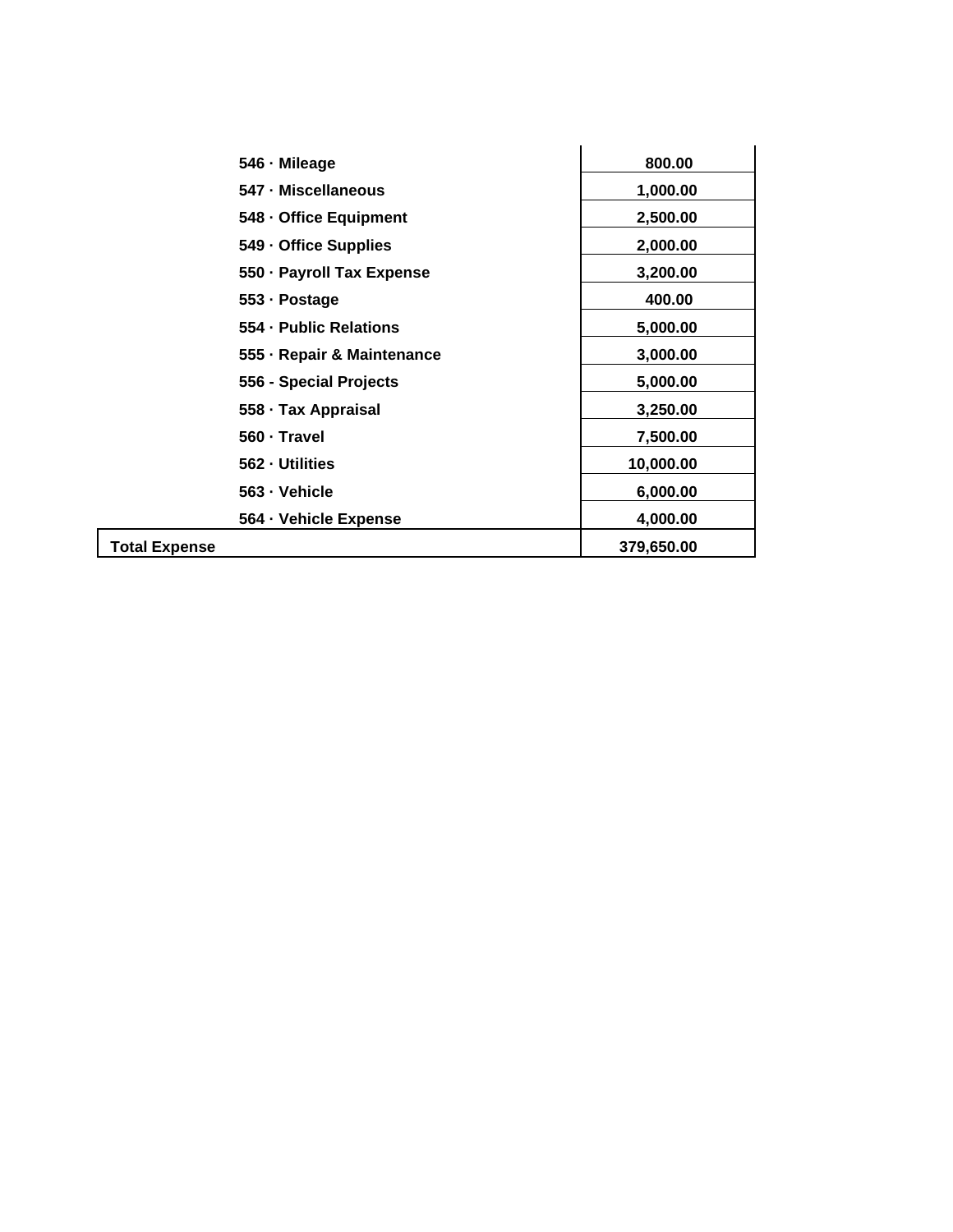| | |
|---|---|
| 546 · Mileage | 800.00 |
| 547 · Miscellaneous | 1,000.00 |
| 548 · Office Equipment | 2,500.00 |
| 549 · Office Supplies | 2,000.00 |
| 550 · Payroll Tax Expense | 3,200.00 |
| 553 · Postage | 400.00 |
| 554 · Public Relations | 5,000.00 |
| 555 · Repair & Maintenance | 3,000.00 |
| 556 - Special Projects | 5,000.00 |
| 558 · Tax Appraisal | 3,250.00 |
| 560 · Travel | 7,500.00 |
| 562 · Utilities | 10,000.00 |
| 563 · Vehicle | 6,000.00 |
| 564 · Vehicle Expense | 4,000.00 |
| **Total Expense** | **379,650.00** |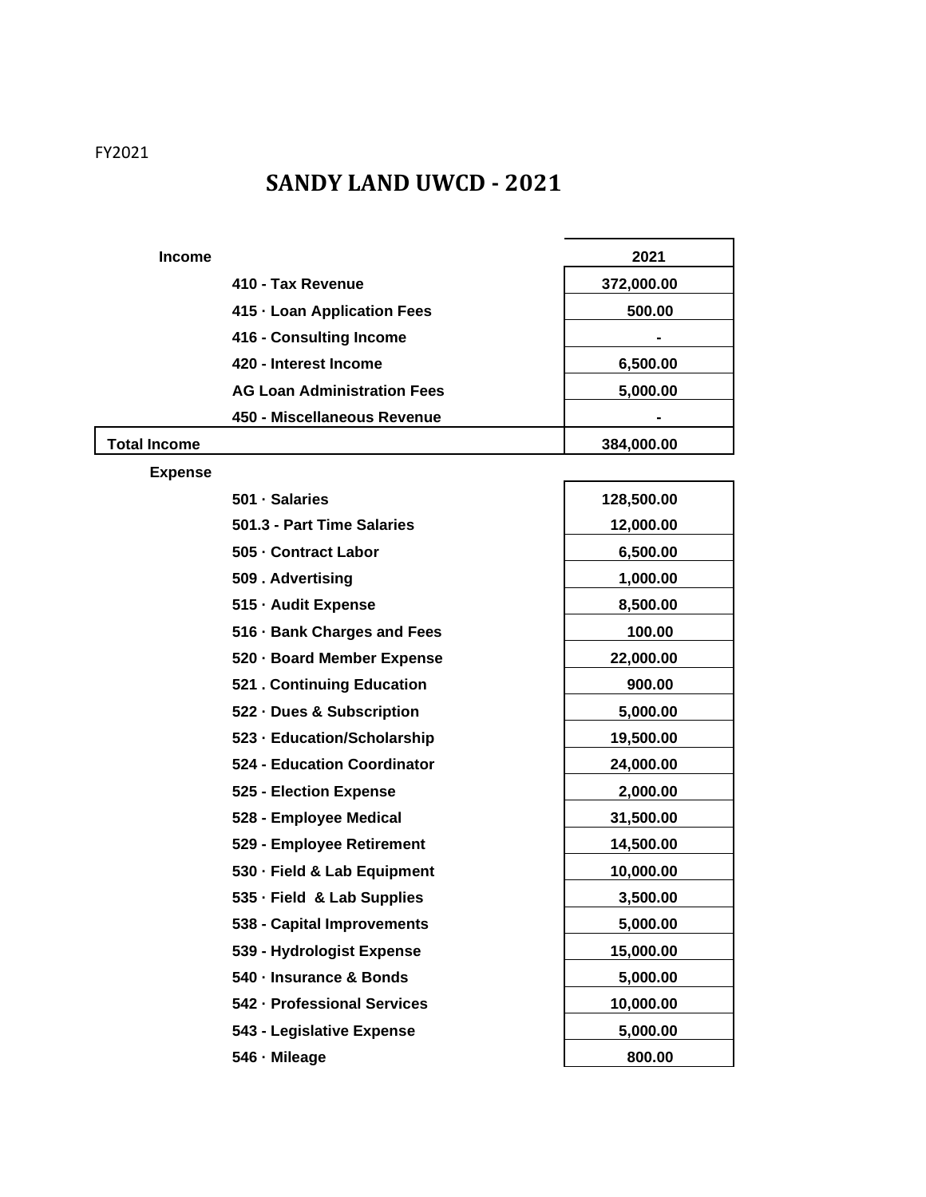FY2021

# SANDY LAND UWCD - 2021

| Income | | 2021 |
|---|---|---|
| | 410 - Tax Revenue | 372,000.00 |
| | 415 · Loan Application Fees | 500.00 |
| | 416 - Consulting Income | - |
| | 420 - Interest Income | 6,500.00 |
| | AG Loan Administration Fees | 5,000.00 |
| | 450 - Miscellaneous Revenue | - |
| Total Income | | 384,000.00 |
| Expense | | |
| | 501 · Salaries | 128,500.00 |
| | 501.3 - Part Time Salaries | 12,000.00 |
| | 505 · Contract Labor | 6,500.00 |
| | 509 . Advertising | 1,000.00 |
| | 515 · Audit Expense | 8,500.00 |
| | 516 · Bank Charges and Fees | 100.00 |
| | 520 · Board Member Expense | 22,000.00 |
| | 521 . Continuing Education | 900.00 |
| | 522 · Dues & Subscription | 5,000.00 |
| | 523 · Education/Scholarship | 19,500.00 |
| | 524 - Education Coordinator | 24,000.00 |
| | 525 - Election Expense | 2,000.00 |
| | 528 - Employee Medical | 31,500.00 |
| | 529 - Employee Retirement | 14,500.00 |
| | 530 · Field & Lab Equipment | 10,000.00 |
| | 535 · Field & Lab Supplies | 3,500.00 |
| | 538 - Capital Improvements | 5,000.00 |
| | 539 - Hydrologist Expense | 15,000.00 |
| | 540 · Insurance & Bonds | 5,000.00 |
| | 542 · Professional Services | 10,000.00 |
| | 543 - Legislative Expense | 5,000.00 |
| | 546 · Mileage | 800.00 |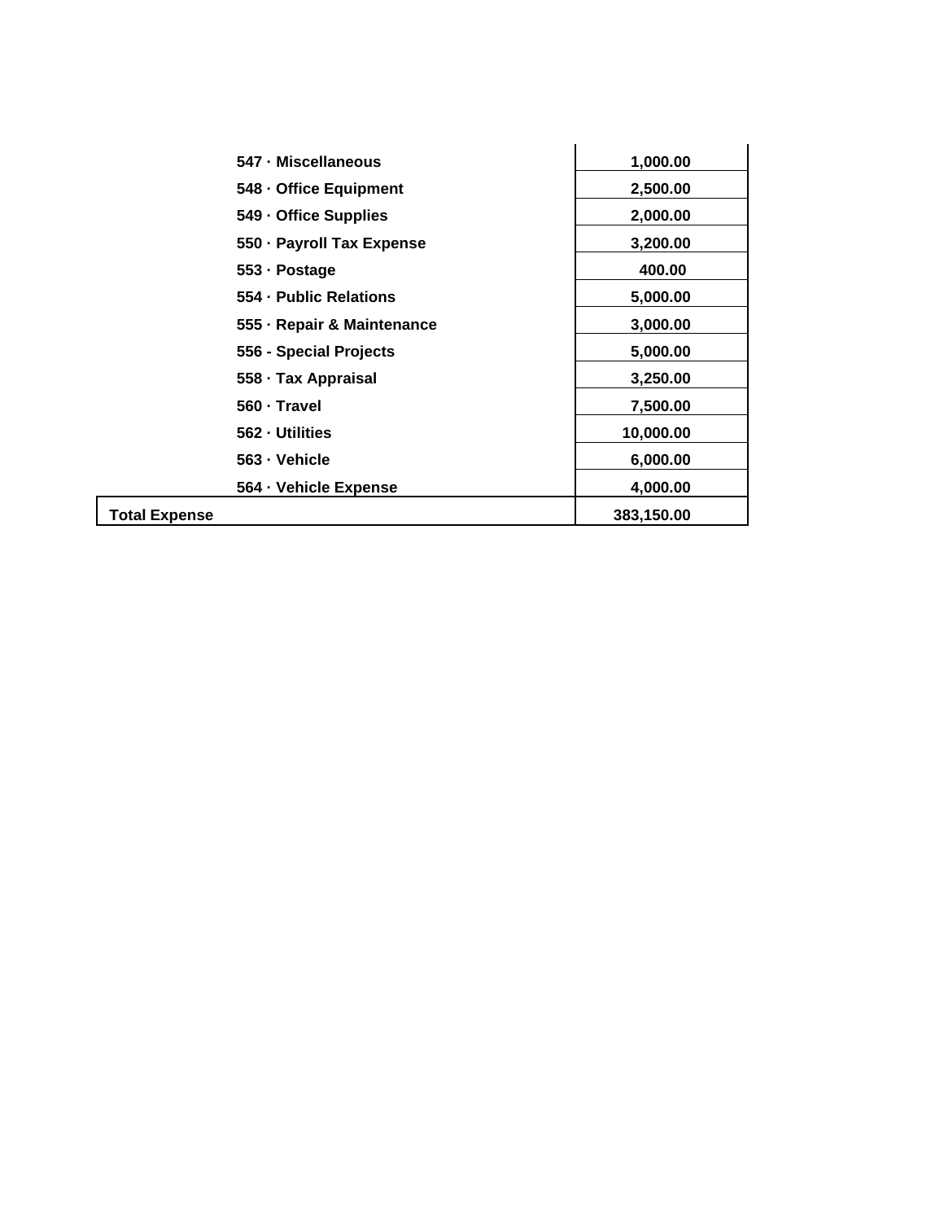| | |
|---|---|
| 547 · Miscellaneous | 1,000.00 |
| 548 · Office Equipment | 2,500.00 |
| 549 · Office Supplies | 2,000.00 |
| 550 · Payroll Tax Expense | 3,200.00 |
| 553 · Postage | 400.00 |
| 554 · Public Relations | 5,000.00 |
| 555 · Repair & Maintenance | 3,000.00 |
| 556 - Special Projects | 5,000.00 |
| 558 · Tax Appraisal | 3,250.00 |
| 560 · Travel | 7,500.00 |
| 562 · Utilities | 10,000.00 |
| 563 · Vehicle | 6,000.00 |
| 564 · Vehicle Expense | 4,000.00 |
| **Total Expense** | **383,150.00** |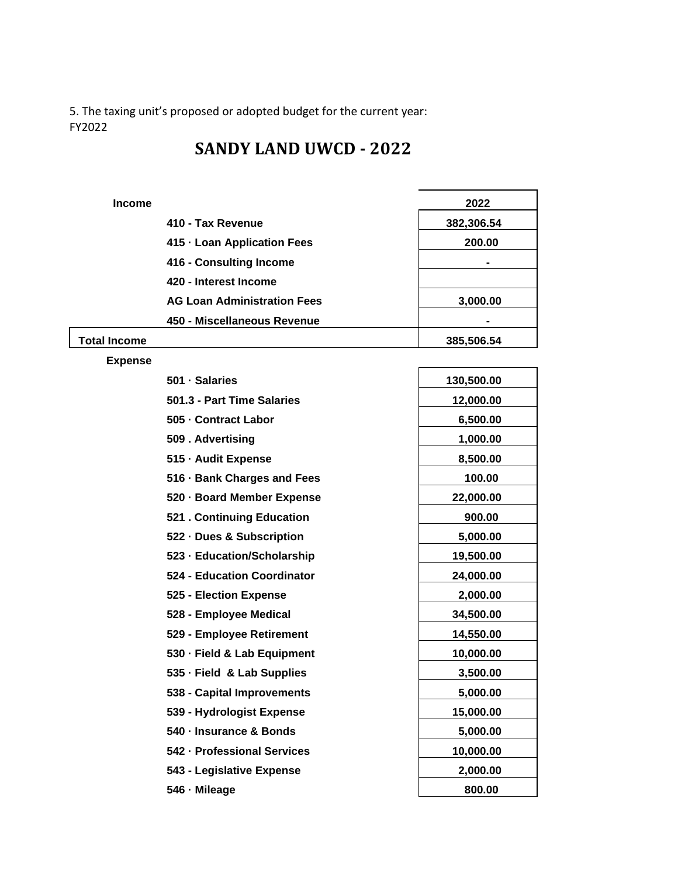5. The taxing unit's proposed or adopted budget for the current year:
FY2022

# SANDY LAND UWCD - 2022

| **Income** | | **2022** |
|---|---|---|
| | **410 - Tax Revenue** | **382,306.54** |
| | **415 · Loan Application Fees** | **200.00** |
| | **416 - Consulting Income** | **-** |
| | **420 - Interest Income** | |
| | **AG Loan Administration Fees** | **3,000.00** |
| | **450 - Miscellaneous Revenue** | **-** |
| **Total Income** | | **385,506.54** |
| **Expense** | | |
| | **501 · Salaries** | **130,500.00** |
| | **501.3 - Part Time Salaries** | **12,000.00** |
| | **505 · Contract Labor** | **6,500.00** |
| | **509 . Advertising** | **1,000.00** |
| | **515 · Audit Expense** | **8,500.00** |
| | **516 · Bank Charges and Fees** | **100.00** |
| | **520 · Board Member Expense** | **22,000.00** |
| | **521 . Continuing Education** | **900.00** |
| | **522 · Dues & Subscription** | **5,000.00** |
| | **523 · Education/Scholarship** | **19,500.00** |
| | **524 - Education Coordinator** | **24,000.00** |
| | **525 - Election Expense** | **2,000.00** |
| | **528 - Employee Medical** | **34,500.00** |
| | **529 - Employee Retirement** | **14,550.00** |
| | **530 · Field & Lab Equipment** | **10,000.00** |
| | **535 · Field & Lab Supplies** | **3,500.00** |
| | **538 - Capital Improvements** | **5,000.00** |
| | **539 - Hydrologist Expense** | **15,000.00** |
| | **540 · Insurance & Bonds** | **5,000.00** |
| | **542 · Professional Services** | **10,000.00** |
| | **543 - Legislative Expense** | **2,000.00** |
| | **546 · Mileage** | **800.00** |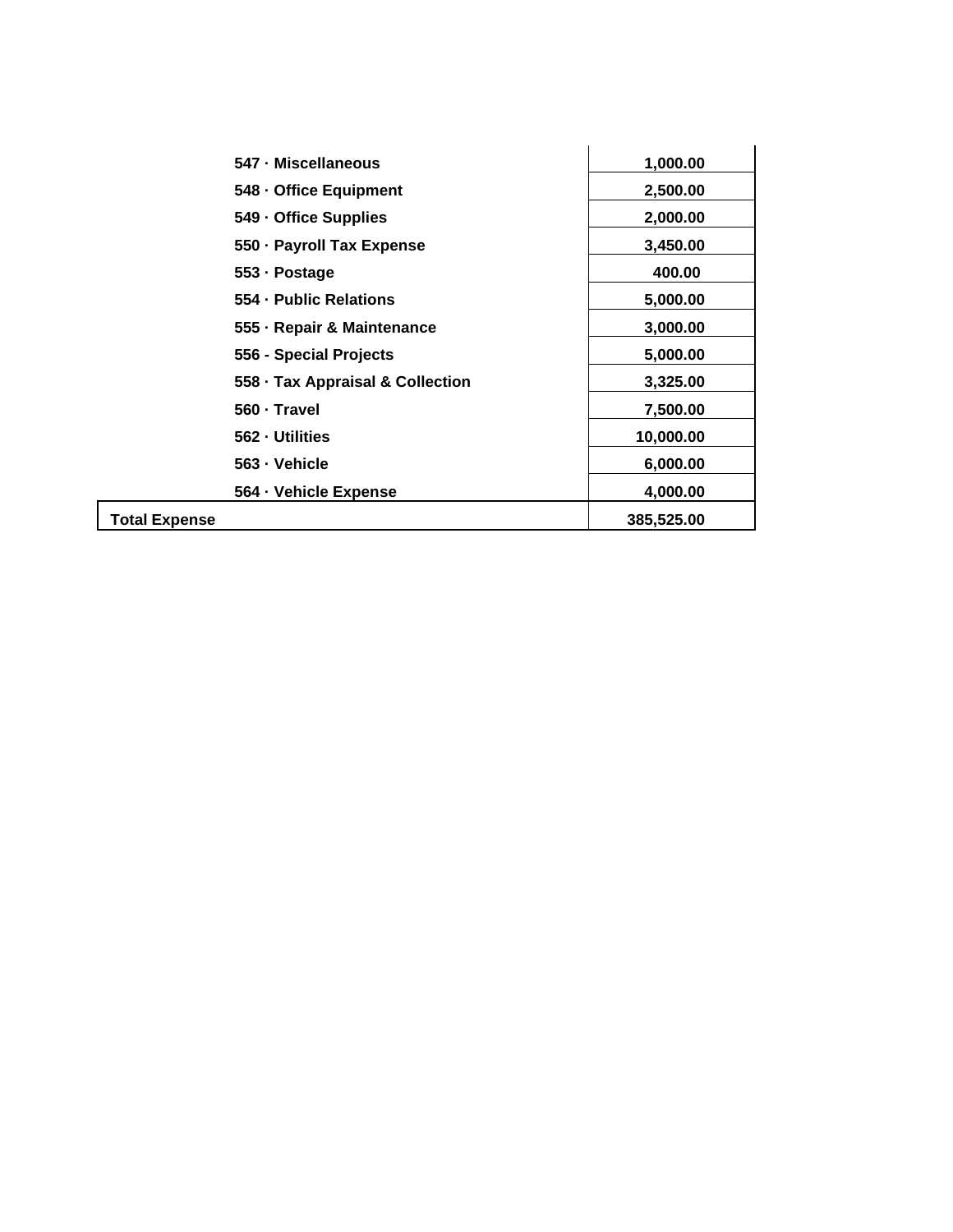| | |
|---|---|
| 547 · Miscellaneous | 1,000.00 |
| 548 · Office Equipment | 2,500.00 |
| 549 · Office Supplies | 2,000.00 |
| 550 · Payroll Tax Expense | 3,450.00 |
| 553 · Postage | 400.00 |
| 554 · Public Relations | 5,000.00 |
| 555 · Repair & Maintenance | 3,000.00 |
| 556 - Special Projects | 5,000.00 |
| 558 · Tax Appraisal & Collection | 3,325.00 |
| 560 · Travel | 7,500.00 |
| 562 · Utilities | 10,000.00 |
| 563 · Vehicle | 6,000.00 |
| 564 · Vehicle Expense | 4,000.00 |
| **Total Expense** | **385,525.00** |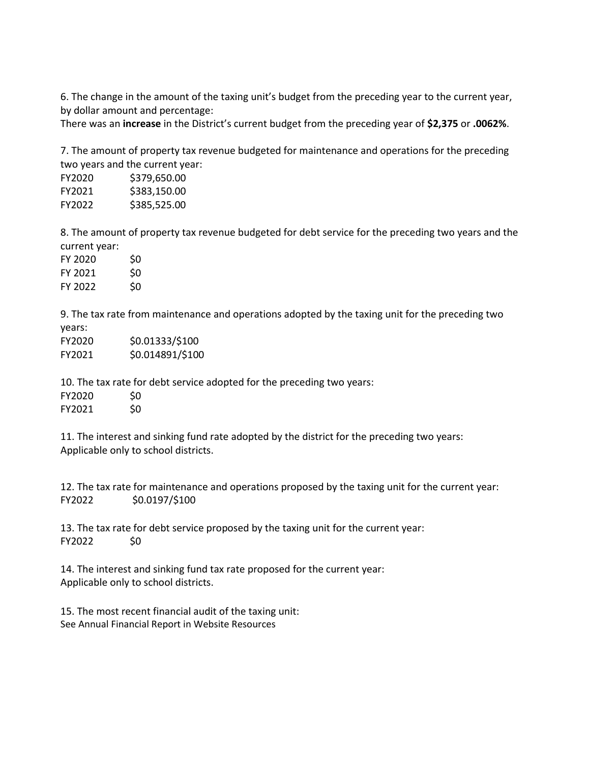6. The change in the amount of the taxing unit's budget from the preceding year to the current year, by dollar amount and percentage:
There was an **increase** in the District's current budget from the preceding year of **$2,375** or **.0062%**.

7. The amount of property tax revenue budgeted for maintenance and operations for the preceding two years and the current year:

| | |
|---|---|
| FY2020 | $379,650.00 |
| FY2021 | $383,150.00 |
| FY2022 | $385,525.00 |

8. The amount of property tax revenue budgeted for debt service for the preceding two years and the current year:

| | |
|---|---|
| FY 2020 | $0 |
| FY 2021 | $0 |
| FY 2022 | $0 |

9. The tax rate from maintenance and operations adopted by the taxing unit for the preceding two years:

| | |
|---|---|
| FY2020 | $0.01333/$100 |
| FY2021 | $0.014891/$100 |

10. The tax rate for debt service adopted for the preceding two years:

| | |
|---|---|
| FY2020 | $0 |
| FY2021 | $0 |

11. The interest and sinking fund rate adopted by the district for the preceding two years:
Applicable only to school districts.

12. The tax rate for maintenance and operations proposed by the taxing unit for the current year:
FY2022 $0.0197/$100

13. The tax rate for debt service proposed by the taxing unit for the current year:
FY2022 $0

14. The interest and sinking fund tax rate proposed for the current year:
Applicable only to school districts.

15. The most recent financial audit of the taxing unit:
See Annual Financial Report in Website Resources